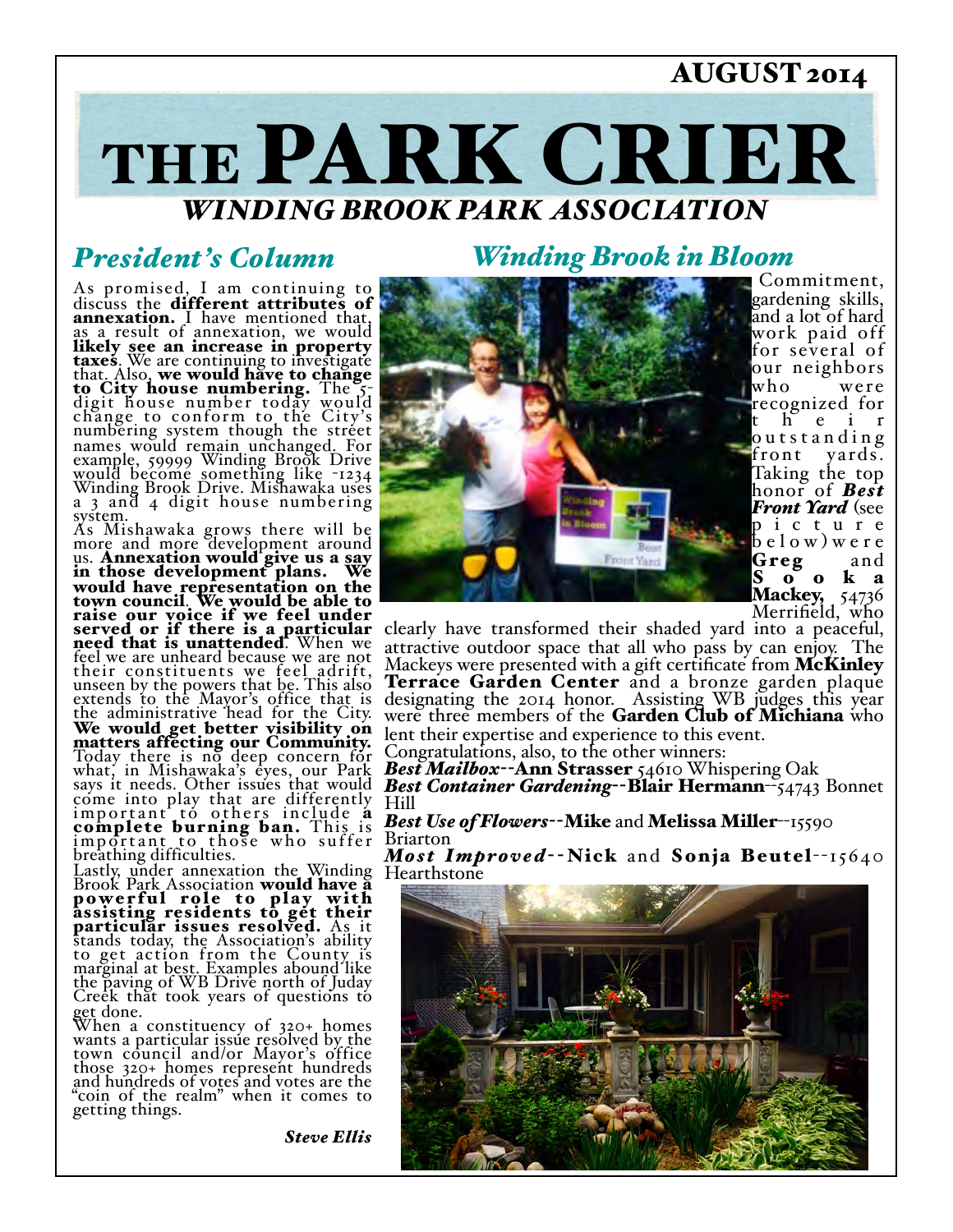AUGUST 2014

# THE PARK CRIER

## *WINDING BROOK PARK ASSOCIATION*

## *President's Column*

As promised, I am continuing to discuss the **different attributes of annexation.** I have mentioned that, as a result of annexation, we would **likely see an increase in property taxes**. We are continuing to investigate that. Also, **we would have to change to City house numbering.** The 5-digit house number today would change to conform to the City's numbering system though the street names would remain unchanged. For example, 59999 Winding Brook Drive would become something like -1234 Winding Brook Drive. Mishawaka uses a 3 and 4 digit house numbering system.

As Mishawaka grows there will be more and more development around us. **Annexation would give us a say in those development plans. We would have representation on the town council. We would be able to raise our voice if we feel under served or if there is a particular need that is unattended**. When we feel we are unheard because we are not their constituents we feel adrift, unseen by the powers that be. This also extends to the Mayor's office that is the administrative head for the City. **We would get better visibility on matters affecting our Community.** Today there is no deep concern for what, in Mishawaka's eyes, our Park says it needs. Other issues that would come into play that are differently important to others include **a complete burning ban.** This is important to those who suffer breathing difficulties.

Lastly, under annexation the Winding Brook Park Association **would have a powerful role to play with assisting residents to get their particular issues resolved.** As it stands today, the Association's ability to get action from the County is marginal at best. Examples abound like the paving of WB Drive north of Juday Creek that took years of questions to get done.

When a constituency of 320+ homes wants a particular issue resolved by the town council and/or Mayor's office those 320+ homes represent hundreds and hundreds of votes and votes are the "coin of the realm" when it comes to getting things.

***Steve Ellis***

## *Winding Brook in Bloom*

Commitment, gardening skills, and a lot of hard work paid off for several of our neighbors who were recognized for their outstanding front yards. Taking the top honor of ***Best Front Yard*** (see picture below) were **Greg and Sooka Mackey,** 54736 Merrifield, who clearly have transformed their shaded yard into a peaceful, attractive outdoor space that all who pass by can enjoy. The Mackeys were presented with a gift certificate from **McKinley Terrace Garden Center** and a bronze garden plaque designating the 2014 honor. Assisting WB judges this year were three members of the **Garden Club of Michiana** who lent their expertise and experience to this event.

Congratulations, also, to the other winners:

***Best Mailbox***--**Ann Strasser** 54610 Whispering Oak

***Best Container Gardening***--**Blair Hermann**--54743 Bonnet Hill

***Best Use of Flowers***--**Mike** and **Melissa Miller**--15590 Briarton

***Most Improved***--**Nick** and **Sonja Beutel**--15640 Hearthstone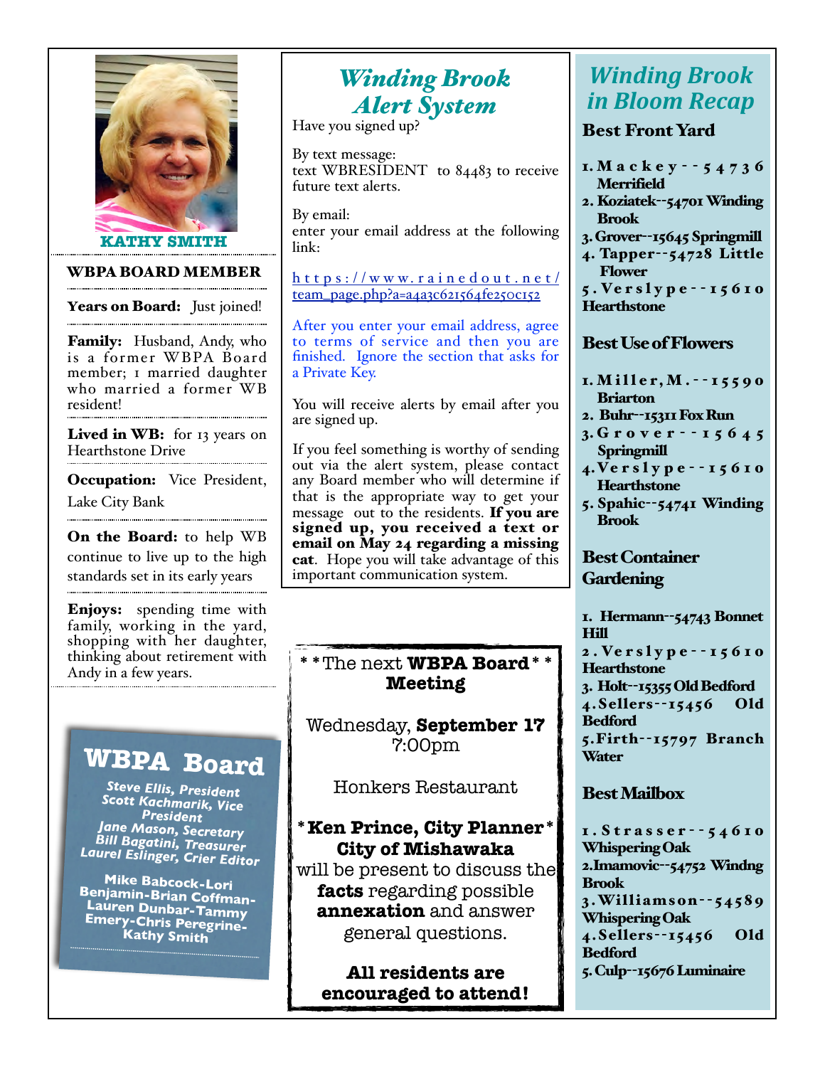**KATHY SMITH**

### WBPA BOARD MEMBER

**Years on Board:** Just joined!

**Family:** Husband, Andy, who is a former WBPA Board member; 1 married daughter who married a former WB resident!

**Lived in WB:** for 13 years on Hearthstone Drive

**Occupation:** Vice President, Lake City Bank

**On the Board:** to help WB continue to live up to the high standards set in its early years

**Enjoys:** spending time with family, working in the yard, shopping with her daughter, thinking about retirement with Andy in a few years.

## WBPA Board

Steve Ellis, President
Scott Kachmarik, Vice President
Jane Mason, Secretary
Bill Bagatini, Treasurer
Laurel Eslinger, Crier Editor

Mike Babcock-Lori Benjamin-Brian Coffman-Lauren Dunbar-Tammy Emery-Chris Peregrine-Kathy Smith

## Winding Brook Alert System

Have you signed up?

By text message:
text WBRESIDENT to 84483 to receive future text alerts.

By email:
enter your email address at the following link:

https://www.rainedout.net/team_page.php?a=a4a3c621564fe250c152

After you enter your email address, agree to terms of service and then you are finished. Ignore the section that asks for a Private Key.

You will receive alerts by email after you are signed up.

If you feel something is worthy of sending out via the alert system, please contact any Board member who will determine if that is the appropriate way to get your message out to the residents. **If you are signed up, you received a text or email on May 24 regarding a missing cat**. Hope you will take advantage of this important communication system.

**The next WBPA Board Meeting**

Wednesday, **September 17**
7:00pm

Honkers Restaurant

***Ken Prince, City Planner***
**City of Mishawaka**
will be present to discuss the **facts** regarding possible **annexation** and answer general questions.

**All residents are encouraged to attend!**

## Winding Brook in Bloom Recap

### Best Front Yard

1. Mackey--54736 Merrifield
2. Koziatek--54701 Winding Brook
3. Grover--15645 Springmill
4. Tapper--54728 Little Flower
5. Verslype--15610 Hearthstone

### Best Use of Flowers

1. Miller, M.--15590 Briarton
2. Buhr--15311 Fox Run
3. Grover--15645 Springmill
4. Verslype--15610 Hearthstone
5. Spahic--54741 Winding Brook

### Best Container Gardening

1. Hermann--54743 Bonnet Hill
2. Verslype--15610 Hearthstone
3. Holt--15355 Old Bedford
4. Sellers--15456 Old Bedford
5. Firth--15797 Branch Water

### Best Mailbox

1. Strasser--54610 Whispering Oak
2. Imamovic--54752 Windng Brook
3. Williamson--54589 Whispering Oak
4. Sellers--15456 Old Bedford
5. Culp--15676 Luminaire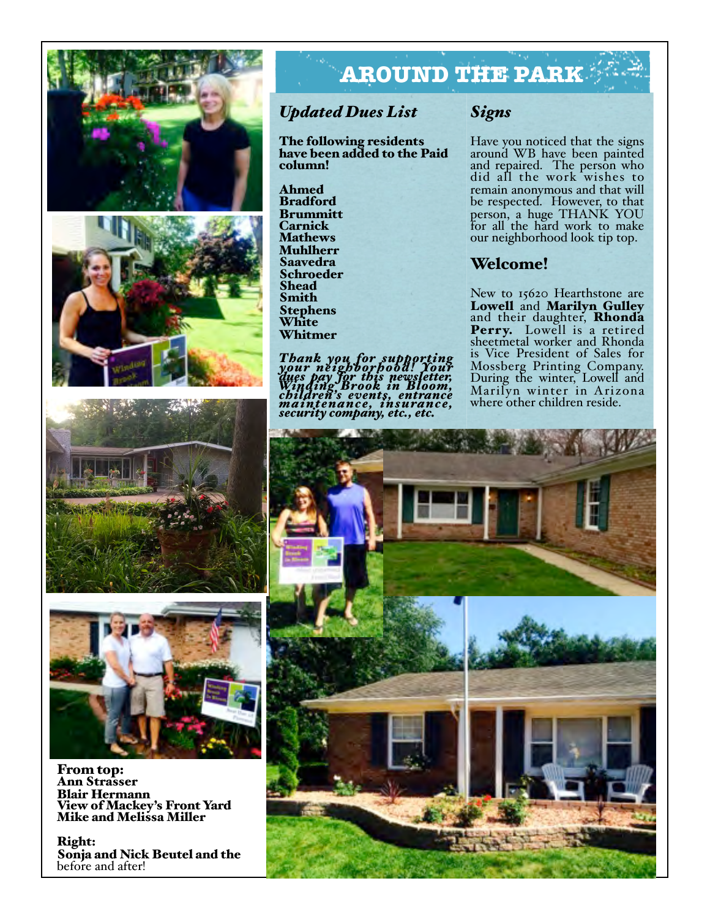# AROUND THE PARK

## *Updated Dues List*

**The following residents have been added to the Paid column!**

**Ahmed**
**Bradford**
**Brummitt**
**Carnick**
**Mathews**
**Muhlherr**
**Saavedra**
**Schroeder**
**Shead**
**Smith**
**Stephens**
**White**
**Whitmer**

***Thank you for supporting your neighborhood! Your dues pay for this newsletter, Winding Brook in Bloom, children's events, entrance maintenance, insurance, security company, etc., etc.***

## *Signs*

Have you noticed that the signs around WB have been painted and repaired. The person who did all the work wishes to remain anonymous and that will be respected. However, to that person, a huge THANK YOU for all the hard work to make our neighborhood look tip top.

## Welcome!

New to 15620 Hearthstone are **Lowell** and **Marilyn Gulley** and their daughter, **Rhonda Perry.** Lowell is a retired sheetmetal worker and Rhonda is Vice President of Sales for Mossberg Printing Company. During the winter, Lowell and Marilyn winter in Arizona where other children reside.

**From top:**
**Ann Strasser**
**Blair Hermann**
**View of Mackey's Front Yard**
**Mike and Melissa Miller**

**Right:**
**Sonja and Nick Beutel and the** before and after!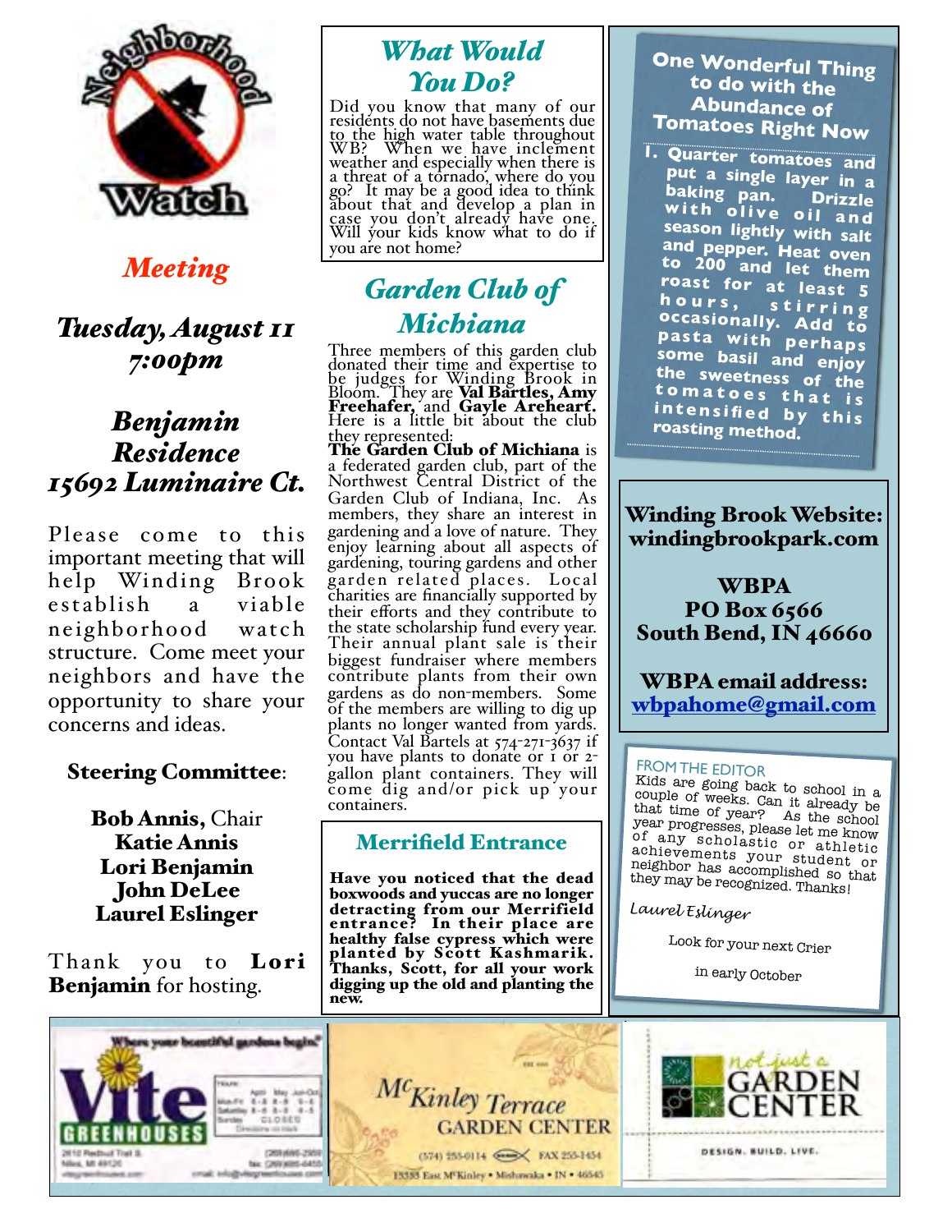# Meeting

## *Tuesday, August 11*
## *7:00pm*

## *Benjamin Residence*
## *15692 Luminaire Ct.*

Please come to this important meeting that will help Winding Brook establish a viable neighborhood watch structure. Come meet your neighbors and have the opportunity to share your concerns and ideas.

**Steering Committee**:

**Bob Annis,** Chair
**Katie Annis**
**Lori Benjamin**
**John DeLee**
**Laurel Eslinger**

Thank you to **Lori Benjamin** for hosting.

## *What Would You Do?*

Did you know that many of our residents do not have basements due to the high water table throughout WB? When we have inclement weather and especially when there is a threat of a tornado, where do you go? It may be a good idea to think about that and develop a plan in case you don't already have one. Will your kids know what to do if you are not home?

## *Garden Club of Michiana*

Three members of this garden club donated their time and expertise to be judges for Winding Brook in Bloom. They are **Val Bartles, Amy Freehafer,** and **Gayle Areheart.** Here is a little bit about the club they represented:

**The Garden Club of Michiana** is a federated garden club, part of the Northwest Central District of the Garden Club of Indiana, Inc. As members, they share an interest in gardening and a love of nature. They enjoy learning about all aspects of gardening, touring gardens and other garden related places. Local charities are financially supported by their efforts and they contribute to the state scholarship fund every year. Their annual plant sale is their biggest fundraiser where members contribute plants from their own gardens as do non-members. Some of the members are willing to dig up plants no longer wanted from yards. Contact Val Bartels at 574-271-3637 if you have plants to donate or 1 or 2-gallon plant containers. They will come dig and/or pick up your containers.

## Merrifield Entrance

**Have you noticed that the dead boxwoods and yuccas are no longer detracting from our Merrifield entrance? In their place are healthy false cypress which were planted by Scott Kashmarik. Thanks, Scott, for all your work digging up the old and planting the new.**

## One Wonderful Thing to do with the Abundance of Tomatoes Right Now

**1. Quarter tomatoes and put a single layer in a baking pan. Drizzle with olive oil and season lightly with salt and pepper. Heat oven to 200 and let them roast for at least 5 hours, stirring occasionally. Add to pasta with perhaps some basil and enjoy the sweetness of the tomatoes that is intensified by this roasting method.**

**Winding Brook Website:**
**windingbrookpark.com**

**WBPA**
**PO Box 6566**
**South Bend, IN 46660**

**WBPA email address:**
**wbpahome@gmail.com**

### FROM THE EDITOR

Kids are going back to school in a couple of weeks. Can it already be that time of year? As the school year progresses, please let me know of any scholastic or athletic achievements your student or neighbor has accomplished so that they may be recognized. Thanks!

*Laurel Eslinger*

Look for your next Crier
in early October

Vite Greenhouses — Where your beautiful gardens begin! — 2612 Redbud Trail S. Niles, MI 49120

McKinley Terrace Garden Center — (574) 255-0114 — FAX 255-1454 — 15355 East McKinley • Mishawaka • IN • 46545

not just a GARDEN CENTER — DESIGN. BUILD. LIVE.